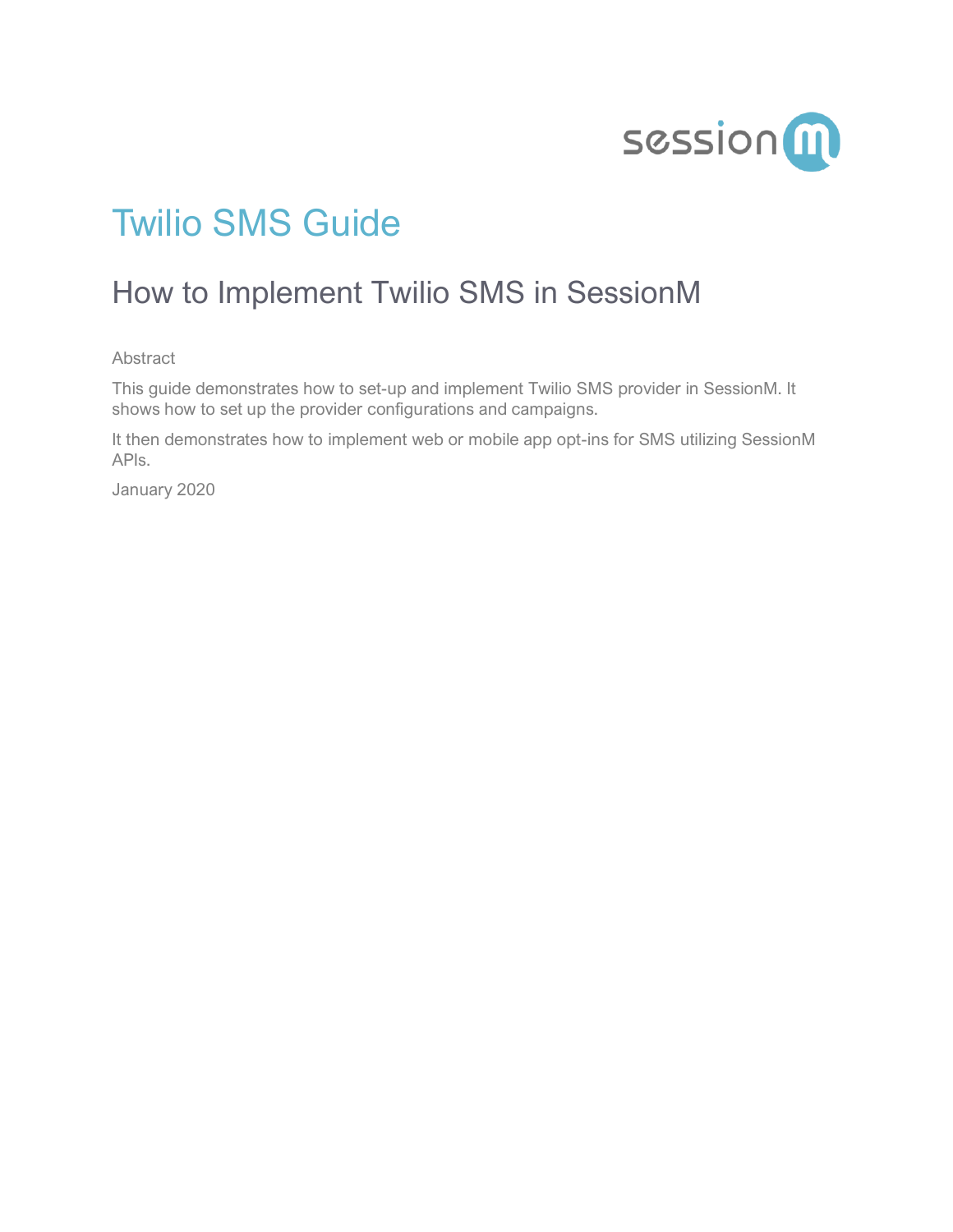# Twilio SMS Guide

## How to Implement Twilio SMS in SessionM

Abstract

This guide demonstrates how to set-up and implement Twilio SMS provider in SessionM. It shows how to set up the provider configurations and campaigns.

It then demonstrates how to implement web or mobile app opt-ins for SMS utilizing SessionM APIs.

January 2020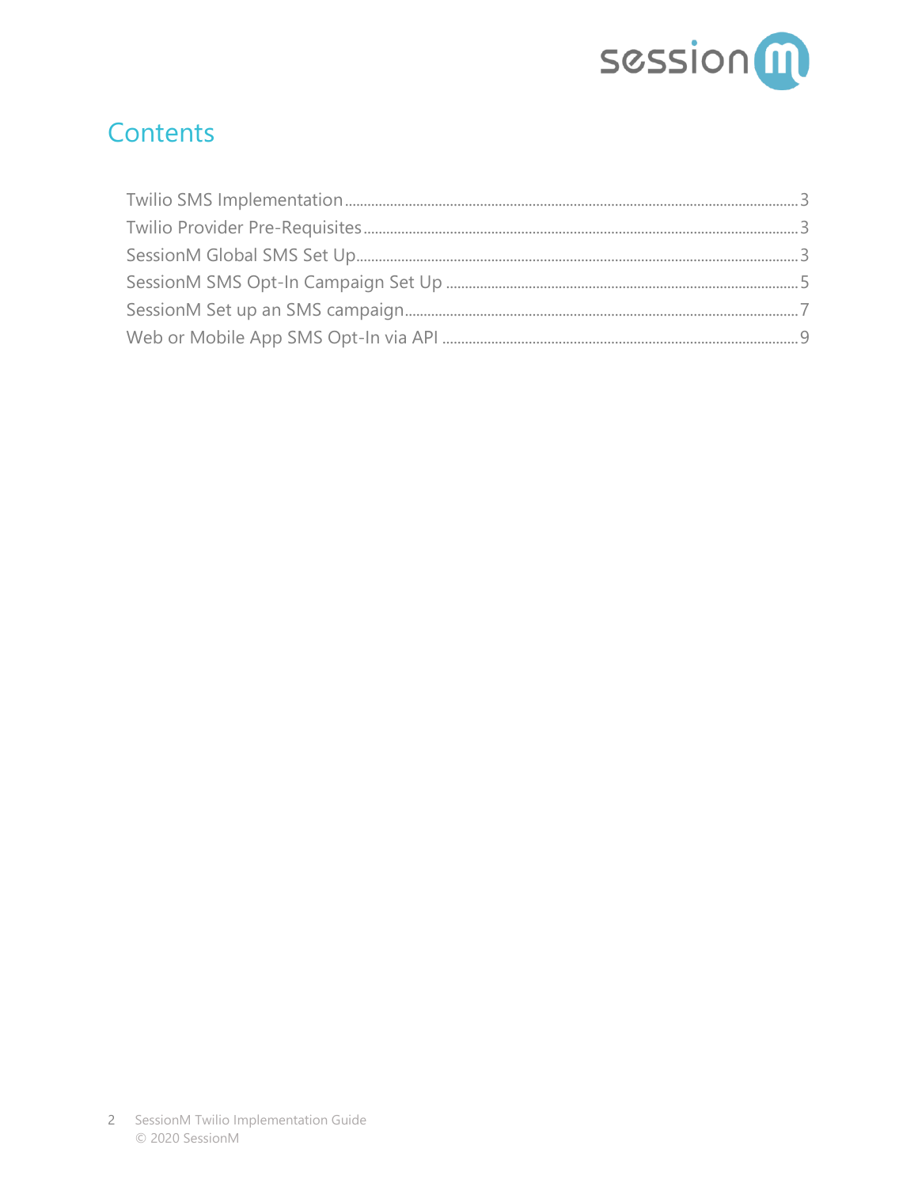# Contents

Twilio SMS Implementation ........................................................................................................ 3
Twilio Provider Pre-Requisites ................................................................................................... 3
SessionM Global SMS Set Up ..................................................................................................... 3
SessionM SMS Opt-In Campaign Set Up .................................................................................. 5
SessionM Set up an SMS campaign ........................................................................................... 7
Web or Mobile App SMS Opt-In via API ................................................................................... 9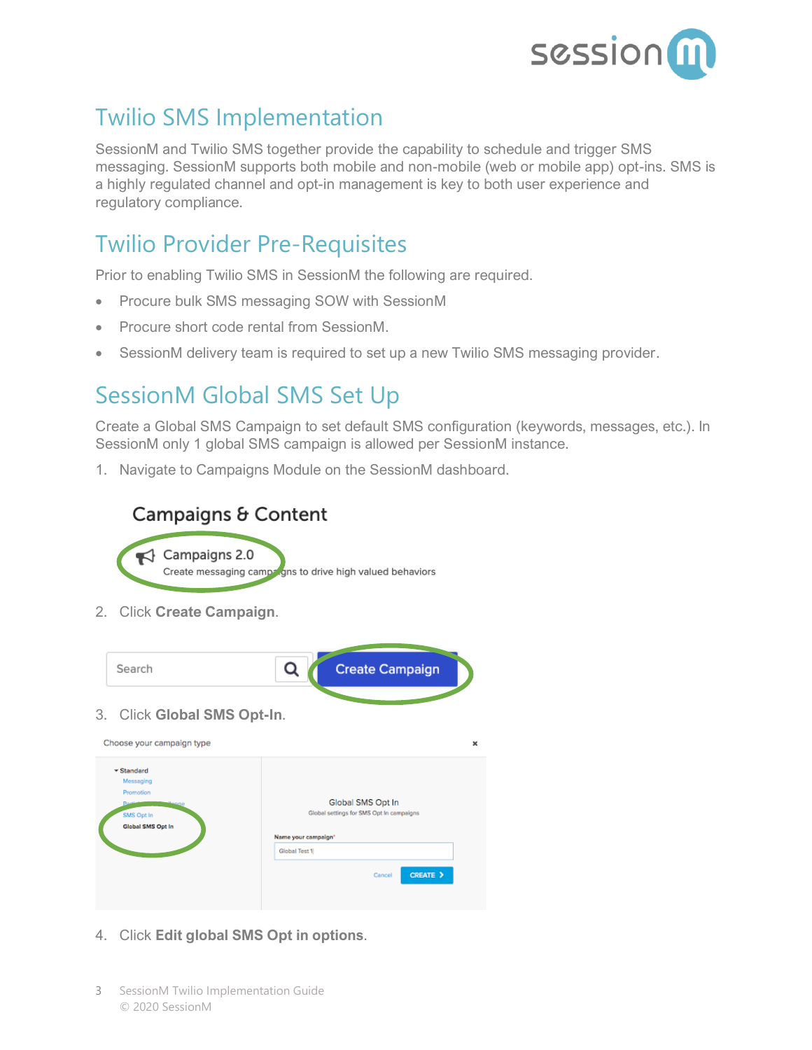# Twilio SMS Implementation

SessionM and Twilio SMS together provide the capability to schedule and trigger SMS messaging. SessionM supports both mobile and non-mobile (web or mobile app) opt-ins. SMS is a highly regulated channel and opt-in management is key to both user experience and regulatory compliance.

# Twilio Provider Pre-Requisites

Prior to enabling Twilio SMS in SessionM the following are required.

- Procure bulk SMS messaging SOW with SessionM
- Procure short code rental from SessionM.
- SessionM delivery team is required to set up a new Twilio SMS messaging provider.

# SessionM Global SMS Set Up

Create a Global SMS Campaign to set default SMS configuration (keywords, messages, etc.). In SessionM only 1 global SMS campaign is allowed per SessionM instance.

1. Navigate to Campaigns Module on the SessionM dashboard.
2. Click **Create Campaign**.
3. Click **Global SMS Opt-In**.
4. Click **Edit global SMS Opt in options**.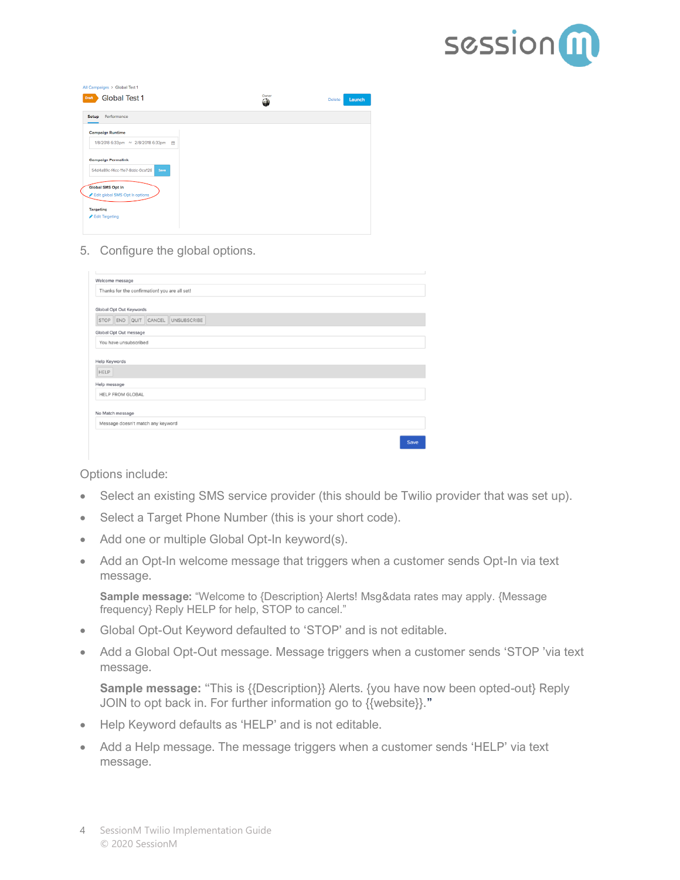5. Configure the global options.

Options include:

- Select an existing SMS service provider (this should be Twilio provider that was set up).
- Select a Target Phone Number (this is your short code).
- Add one or multiple Global Opt-In keyword(s).
- Add an Opt-In welcome message that triggers when a customer sends Opt-In via text message.

  **Sample message:** "Welcome to {Description} Alerts! Msg&data rates may apply. {Message frequency} Reply HELP for help, STOP to cancel."
- Global Opt-Out Keyword defaulted to 'STOP' and is not editable.
- Add a Global Opt-Out message. Message triggers when a customer sends 'STOP 'via text message.

  **Sample message:** "This is {{Description}} Alerts. {you have now been opted-out} Reply JOIN to opt back in. For further information go to {{website}}."
- Help Keyword defaults as 'HELP' and is not editable.
- Add a Help message. The message triggers when a customer sends 'HELP' via text message.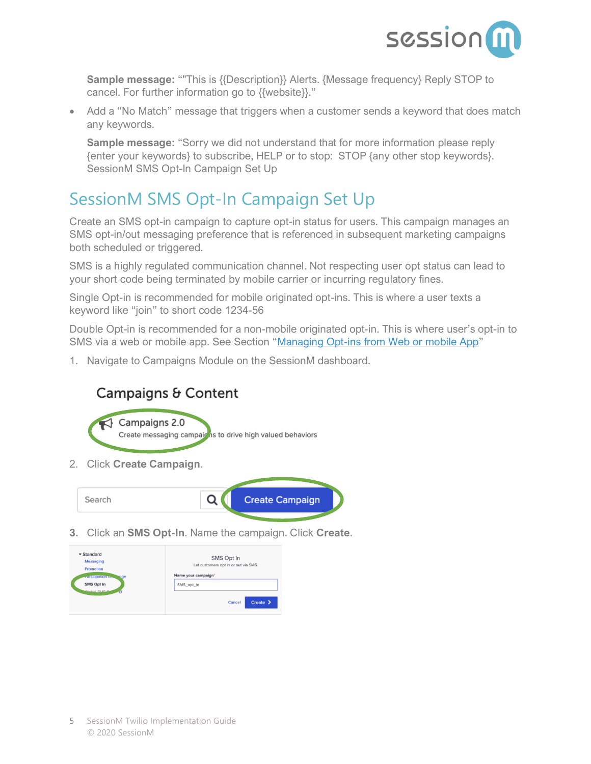**Sample message:** ""This is {{Description}} Alerts. {Message frequency} Reply STOP to cancel. For further information go to {{website}}."

- Add a "No Match" message that triggers when a customer sends a keyword that does match any keywords.

  **Sample message:** "Sorry we did not understand that for more information please reply {enter your keywords} to subscribe, HELP or to stop: STOP {any other stop keywords}. SessionM SMS Opt-In Campaign Set Up

## SessionM SMS Opt-In Campaign Set Up

Create an SMS opt-in campaign to capture opt-in status for users. This campaign manages an SMS opt-in/out messaging preference that is referenced in subsequent marketing campaigns both scheduled or triggered.

SMS is a highly regulated communication channel. Not respecting user opt status can lead to your short code being terminated by mobile carrier or incurring regulatory fines.

Single Opt-in is recommended for mobile originated opt-ins. This is where a user texts a keyword like "join" to short code 1234-56

Double Opt-in is recommended for a non-mobile originated opt-in. This is where user's opt-in to SMS via a web or mobile app. See Section "Managing Opt-ins from Web or mobile App"

1. Navigate to Campaigns Module on the SessionM dashboard.

   Campaigns & Content

   Campaigns 2.0
   Create messaging campaigns to drive high valued behaviors

2. Click **Create Campaign**.

   Search | Create Campaign

3. Click an **SMS Opt-In**. Name the campaign. Click **Create**.

   Standard
   Messaging
   Promotion
   Participation Challenge
   SMS Opt In
   Global SMS Opt In

   SMS Opt In
   Let customers opt in or out via SMS.
   Name your campaign*
   SMS_opt_in
   Cancel | Create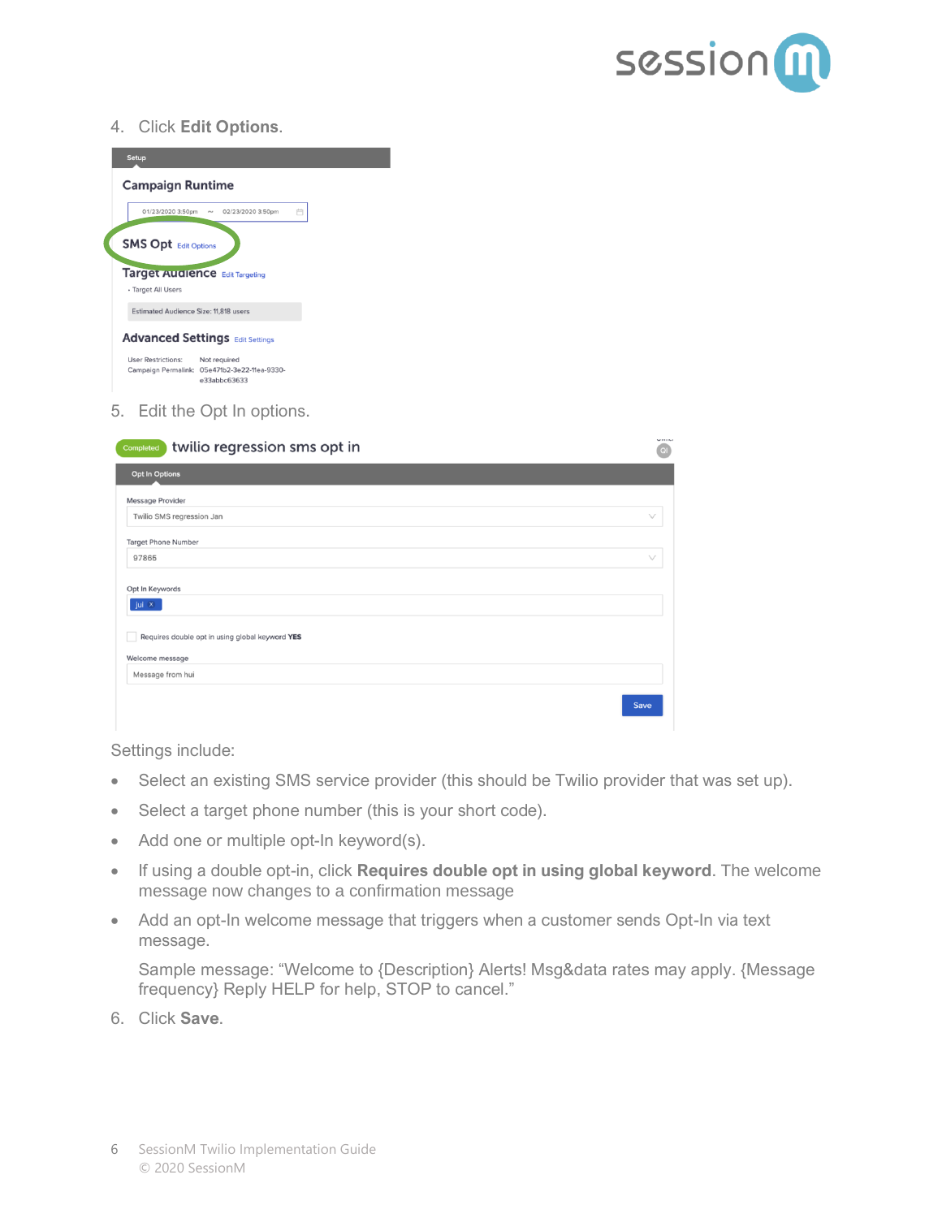4. Click **Edit Options**.

5. Edit the Opt In options.

Settings include:

- Select an existing SMS service provider (this should be Twilio provider that was set up).
- Select a target phone number (this is your short code).
- Add one or multiple opt-In keyword(s).
- If using a double opt-in, click **Requires double opt in using global keyword**. The welcome message now changes to a confirmation message
- Add an opt-In welcome message that triggers when a customer sends Opt-In via text message.

  Sample message: "Welcome to {Description} Alerts! Msg&data rates may apply. {Message frequency} Reply HELP for help, STOP to cancel."

6. Click **Save**.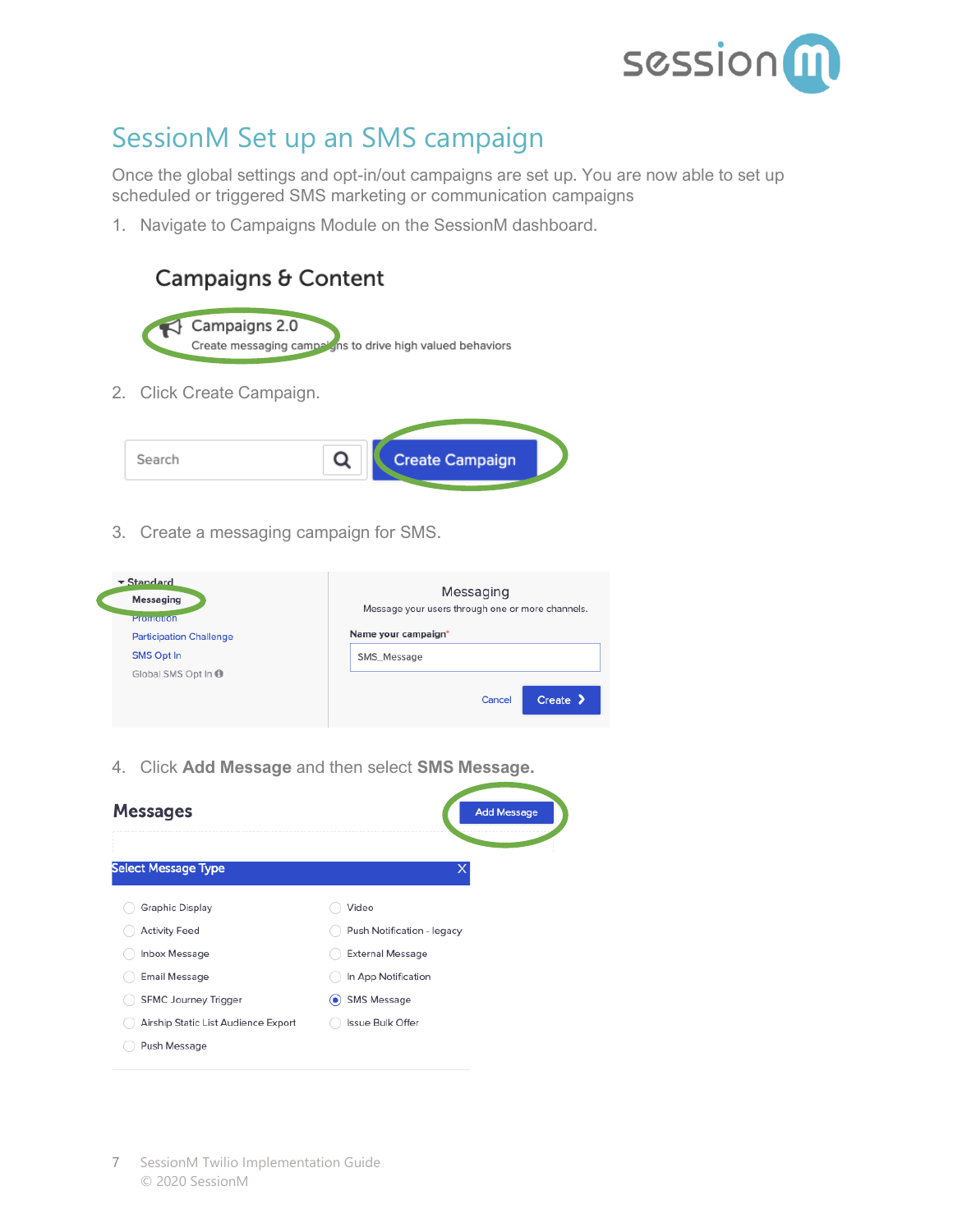# SessionM Set up an SMS campaign

Once the global settings and opt-in/out campaigns are set up. You are now able to set up scheduled or triggered SMS marketing or communication campaigns

1. Navigate to Campaigns Module on the SessionM dashboard.

2. Click Create Campaign.

3. Create a messaging campaign for SMS.

4. Click **Add Message** and then select **SMS Message.**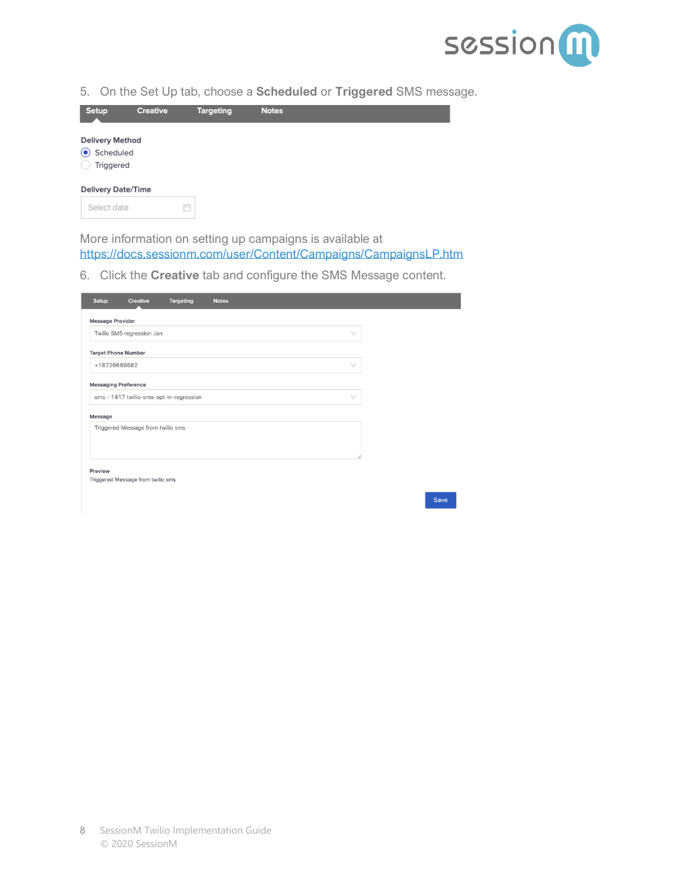5. On the Set Up tab, choose a **Scheduled** or **Triggered** SMS message.

Setup | Creative | Targeting | Notes

**Delivery Method**

- (•) Scheduled
- ( ) Triggered

**Delivery Date/Time**

Select date

More information on setting up campaigns is available at https://docs.sessionm.com/user/Content/Campaigns/CampaignsLP.htm

6. Click the **Creative** tab and configure the SMS Message content.

Setup | Creative | Targeting | Notes

**Message Provider**

Twilio SMS regression Jan

**Target Phone Number**

+18726669682

**Messaging Preference**

sms - 1417 twilio-sms-opt-in-regression

**Message**

Triggered Message from twilio sms

**Preview**

Triggered Message from twilio sms

Save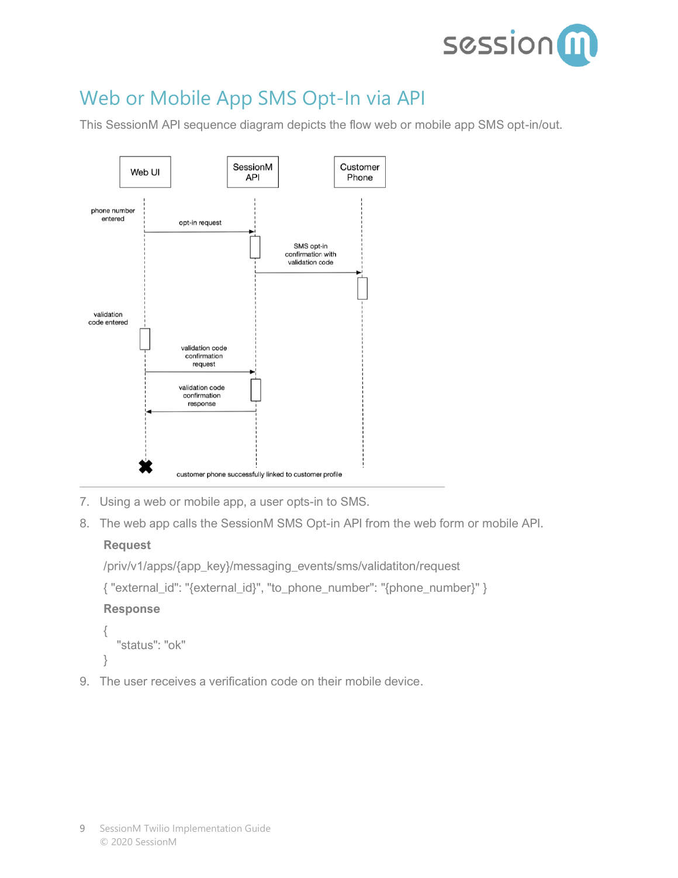# Web or Mobile App SMS Opt-In via API

This SessionM API sequence diagram depicts the flow web or mobile app SMS opt-in/out.

7. Using a web or mobile app, a user opts-in to SMS.
8. The web app calls the SessionM SMS Opt-in API from the web form or mobile API.

   **Request**

   /priv/v1/apps/{app_key}/messaging_events/sms/validatiton/request

   { "external_id": "{external_id}", "to_phone_number": "{phone_number}" }

   **Response**

   ```
   {
     "status": "ok"
   }
   ```

9. The user receives a verification code on their mobile device.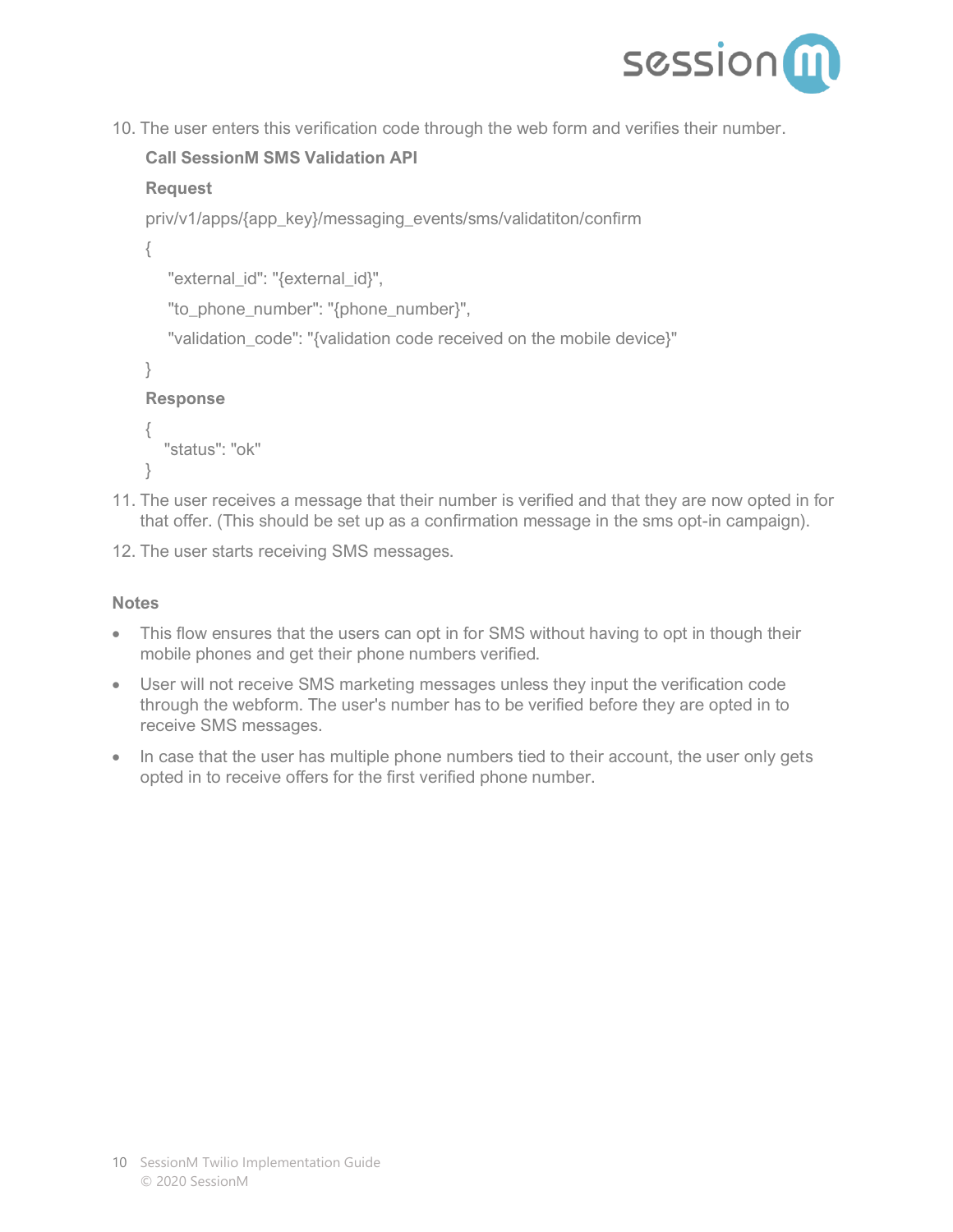10. The user enters this verification code through the web form and verifies their number.

    **Call SessionM SMS Validation API**

    **Request**

    ```
    priv/v1/apps/{app_key}/messaging_events/sms/validatiton/confirm
    {
        "external_id": "{external_id}",
        "to_phone_number": "{phone_number}",
        "validation_code": "{validation code received on the mobile device}"
    }
    ```

    **Response**

    ```
    {
       "status": "ok"
    }
    ```

11. The user receives a message that their number is verified and that they are now opted in for that offer. (This should be set up as a confirmation message in the sms opt-in campaign).
12. The user starts receiving SMS messages.

**Notes**

- This flow ensures that the users can opt in for SMS without having to opt in though their mobile phones and get their phone numbers verified.
- User will not receive SMS marketing messages unless they input the verification code through the webform. The user's number has to be verified before they are opted in to receive SMS messages.
- In case that the user has multiple phone numbers tied to their account, the user only gets opted in to receive offers for the first verified phone number.